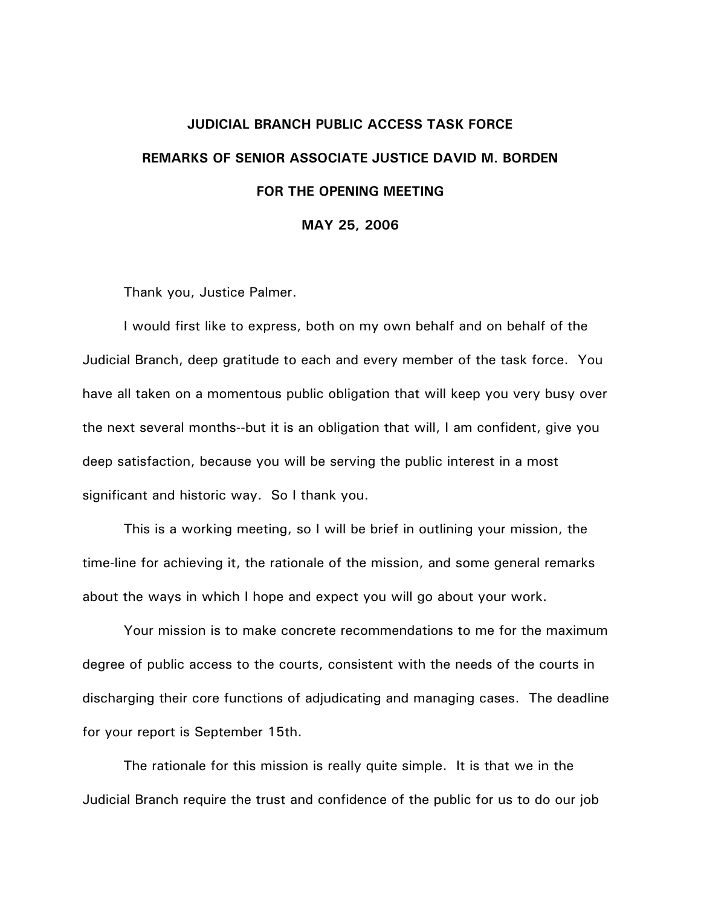# JUDICIAL BRANCH PUBLIC ACCESS TASK FORCE

## REMARKS OF SENIOR ASSOCIATE JUSTICE DAVID M. BORDEN

## FOR THE OPENING MEETING

## MAY 25, 2006

Thank you, Justice Palmer.

I would first like to express, both on my own behalf and on behalf of the Judicial Branch, deep gratitude to each and every member of the task force. You have all taken on a momentous public obligation that will keep you very busy over the next several months--but it is an obligation that will, I am confident, give you deep satisfaction, because you will be serving the public interest in a most significant and historic way. So I thank you.

This is a working meeting, so I will be brief in outlining your mission, the time-line for achieving it, the rationale of the mission, and some general remarks about the ways in which I hope and expect you will go about your work.

Your mission is to make concrete recommendations to me for the maximum degree of public access to the courts, consistent with the needs of the courts in discharging their core functions of adjudicating and managing cases. The deadline for your report is September 15th.

The rationale for this mission is really quite simple. It is that we in the Judicial Branch require the trust and confidence of the public for us to do our job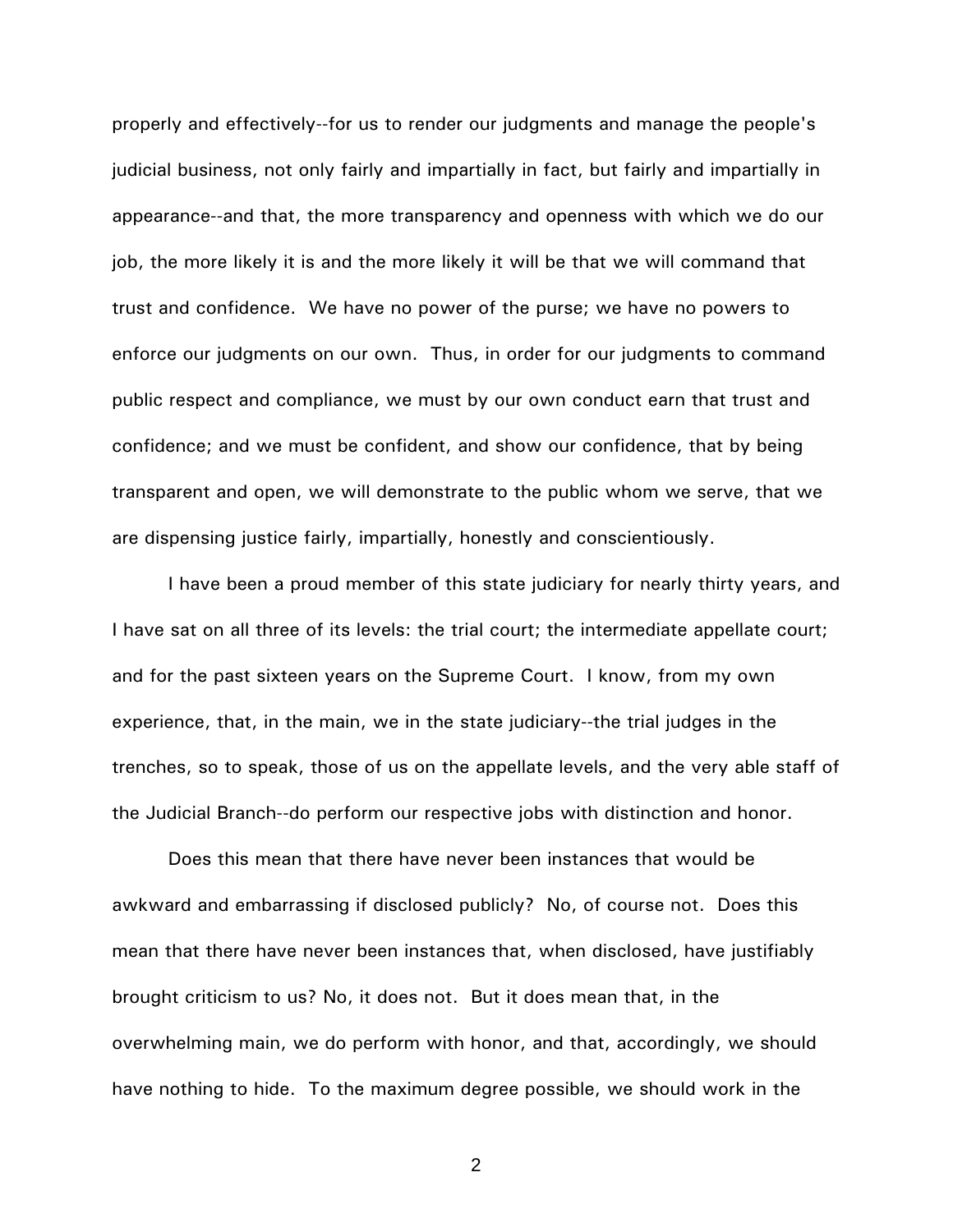properly and effectively--for us to render our judgments and manage the people's judicial business, not only fairly and impartially in fact, but fairly and impartially in appearance--and that, the more transparency and openness with which we do our job, the more likely it is and the more likely it will be that we will command that trust and confidence. We have no power of the purse; we have no powers to enforce our judgments on our own. Thus, in order for our judgments to command public respect and compliance, we must by our own conduct earn that trust and confidence; and we must be confident, and show our confidence, that by being transparent and open, we will demonstrate to the public whom we serve, that we are dispensing justice fairly, impartially, honestly and conscientiously.

I have been a proud member of this state judiciary for nearly thirty years, and I have sat on all three of its levels: the trial court; the intermediate appellate court; and for the past sixteen years on the Supreme Court. I know, from my own experience, that, in the main, we in the state judiciary--the trial judges in the trenches, so to speak, those of us on the appellate levels, and the very able staff of the Judicial Branch--do perform our respective jobs with distinction and honor.

Does this mean that there have never been instances that would be awkward and embarrassing if disclosed publicly? No, of course not. Does this mean that there have never been instances that, when disclosed, have justifiably brought criticism to us? No, it does not. But it does mean that, in the overwhelming main, we do perform with honor, and that, accordingly, we should have nothing to hide. To the maximum degree possible, we should work in the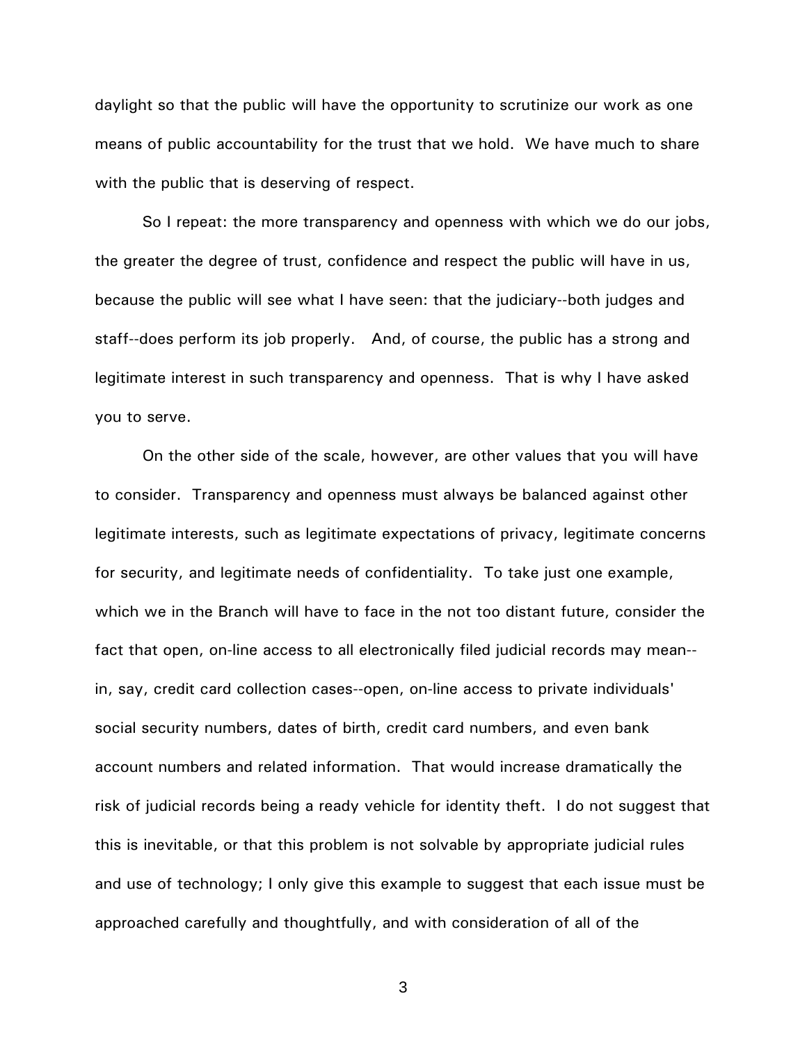daylight so that the public will have the opportunity to scrutinize our work as one means of public accountability for the trust that we hold. We have much to share with the public that is deserving of respect.

So I repeat: the more transparency and openness with which we do our jobs, the greater the degree of trust, confidence and respect the public will have in us, because the public will see what I have seen: that the judiciary--both judges and staff--does perform its job properly. And, of course, the public has a strong and legitimate interest in such transparency and openness. That is why I have asked you to serve.

On the other side of the scale, however, are other values that you will have to consider. Transparency and openness must always be balanced against other legitimate interests, such as legitimate expectations of privacy, legitimate concerns for security, and legitimate needs of confidentiality. To take just one example, which we in the Branch will have to face in the not too distant future, consider the fact that open, on-line access to all electronically filed judicial records may mean--in, say, credit card collection cases--open, on-line access to private individuals' social security numbers, dates of birth, credit card numbers, and even bank account numbers and related information. That would increase dramatically the risk of judicial records being a ready vehicle for identity theft. I do not suggest that this is inevitable, or that this problem is not solvable by appropriate judicial rules and use of technology; I only give this example to suggest that each issue must be approached carefully and thoughtfully, and with consideration of all of the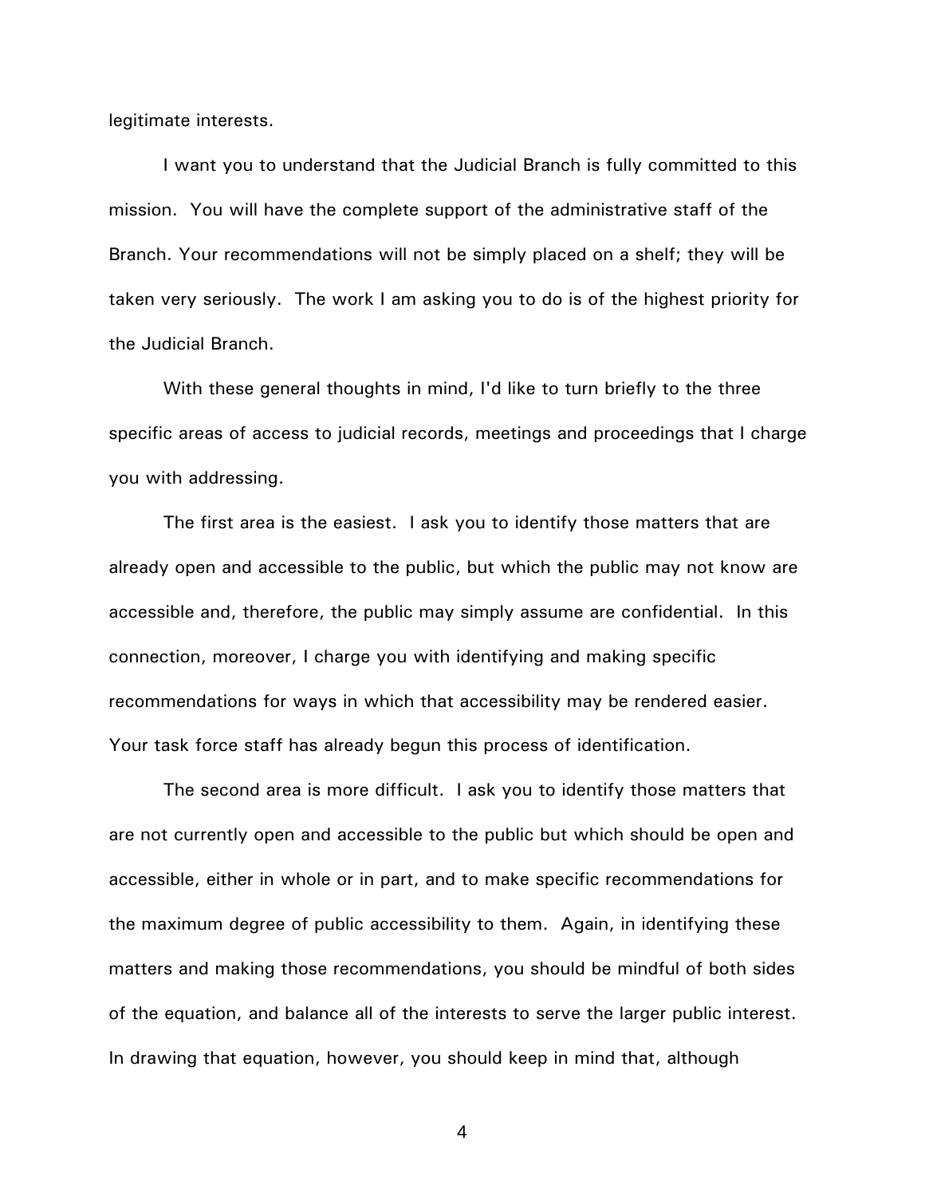legitimate interests.

I want you to understand that the Judicial Branch is fully committed to this mission. You will have the complete support of the administrative staff of the Branch. Your recommendations will not be simply placed on a shelf; they will be taken very seriously. The work I am asking you to do is of the highest priority for the Judicial Branch.

With these general thoughts in mind, I'd like to turn briefly to the three specific areas of access to judicial records, meetings and proceedings that I charge you with addressing.

The first area is the easiest. I ask you to identify those matters that are already open and accessible to the public, but which the public may not know are accessible and, therefore, the public may simply assume are confidential. In this connection, moreover, I charge you with identifying and making specific recommendations for ways in which that accessibility may be rendered easier. Your task force staff has already begun this process of identification.

The second area is more difficult. I ask you to identify those matters that are not currently open and accessible to the public but which should be open and accessible, either in whole or in part, and to make specific recommendations for the maximum degree of public accessibility to them. Again, in identifying these matters and making those recommendations, you should be mindful of both sides of the equation, and balance all of the interests to serve the larger public interest. In drawing that equation, however, you should keep in mind that, although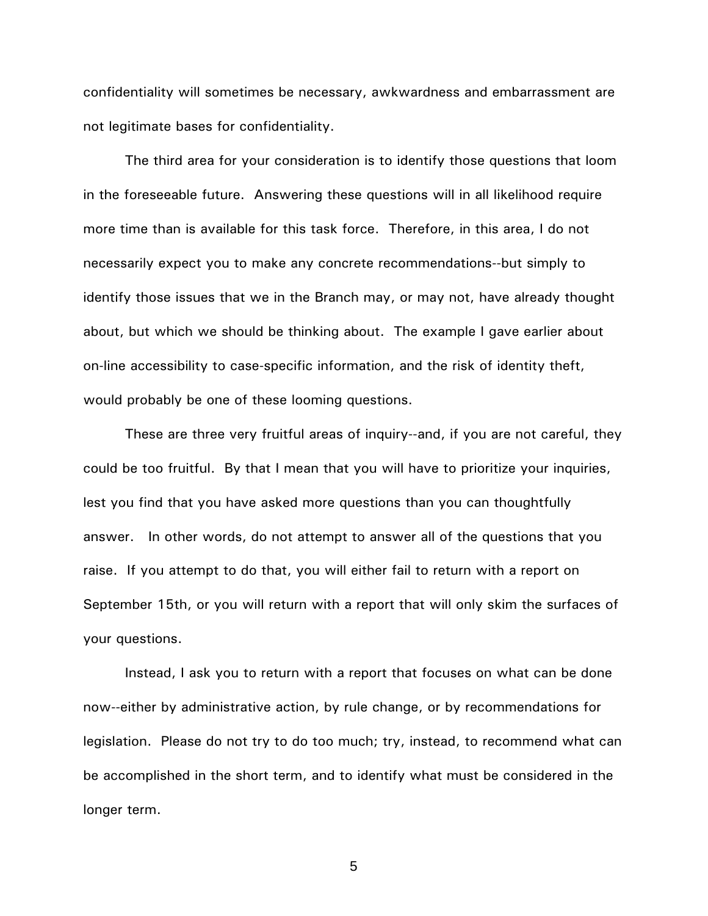confidentiality will sometimes be necessary, awkwardness and embarrassment are not legitimate bases for confidentiality.

The third area for your consideration is to identify those questions that loom in the foreseeable future. Answering these questions will in all likelihood require more time than is available for this task force. Therefore, in this area, I do not necessarily expect you to make any concrete recommendations--but simply to identify those issues that we in the Branch may, or may not, have already thought about, but which we should be thinking about. The example I gave earlier about on-line accessibility to case-specific information, and the risk of identity theft, would probably be one of these looming questions.

These are three very fruitful areas of inquiry--and, if you are not careful, they could be too fruitful. By that I mean that you will have to prioritize your inquiries, lest you find that you have asked more questions than you can thoughtfully answer. In other words, do not attempt to answer all of the questions that you raise. If you attempt to do that, you will either fail to return with a report on September 15th, or you will return with a report that will only skim the surfaces of your questions.

Instead, I ask you to return with a report that focuses on what can be done now--either by administrative action, by rule change, or by recommendations for legislation. Please do not try to do too much; try, instead, to recommend what can be accomplished in the short term, and to identify what must be considered in the longer term.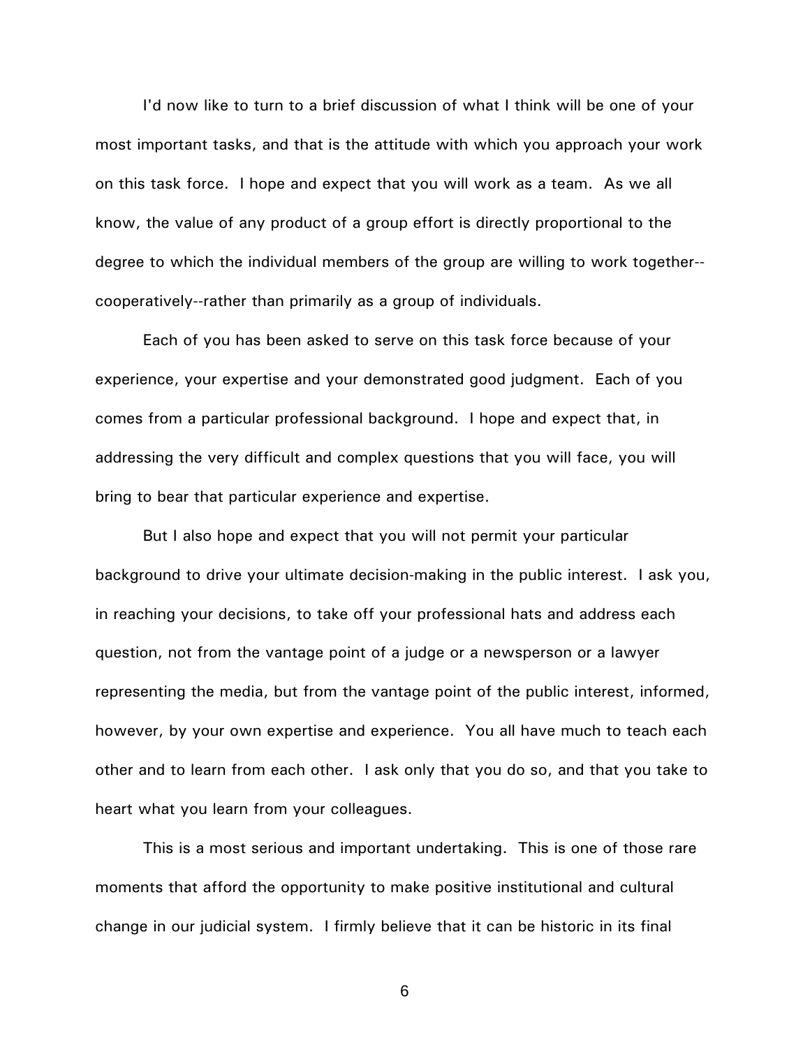I'd now like to turn to a brief discussion of what I think will be one of your most important tasks, and that is the attitude with which you approach your work on this task force. I hope and expect that you will work as a team. As we all know, the value of any product of a group effort is directly proportional to the degree to which the individual members of the group are willing to work together--cooperatively--rather than primarily as a group of individuals.

Each of you has been asked to serve on this task force because of your experience, your expertise and your demonstrated good judgment. Each of you comes from a particular professional background. I hope and expect that, in addressing the very difficult and complex questions that you will face, you will bring to bear that particular experience and expertise.

But I also hope and expect that you will not permit your particular background to drive your ultimate decision-making in the public interest. I ask you, in reaching your decisions, to take off your professional hats and address each question, not from the vantage point of a judge or a newsperson or a lawyer representing the media, but from the vantage point of the public interest, informed, however, by your own expertise and experience. You all have much to teach each other and to learn from each other. I ask only that you do so, and that you take to heart what you learn from your colleagues.

This is a most serious and important undertaking. This is one of those rare moments that afford the opportunity to make positive institutional and cultural change in our judicial system. I firmly believe that it can be historic in its final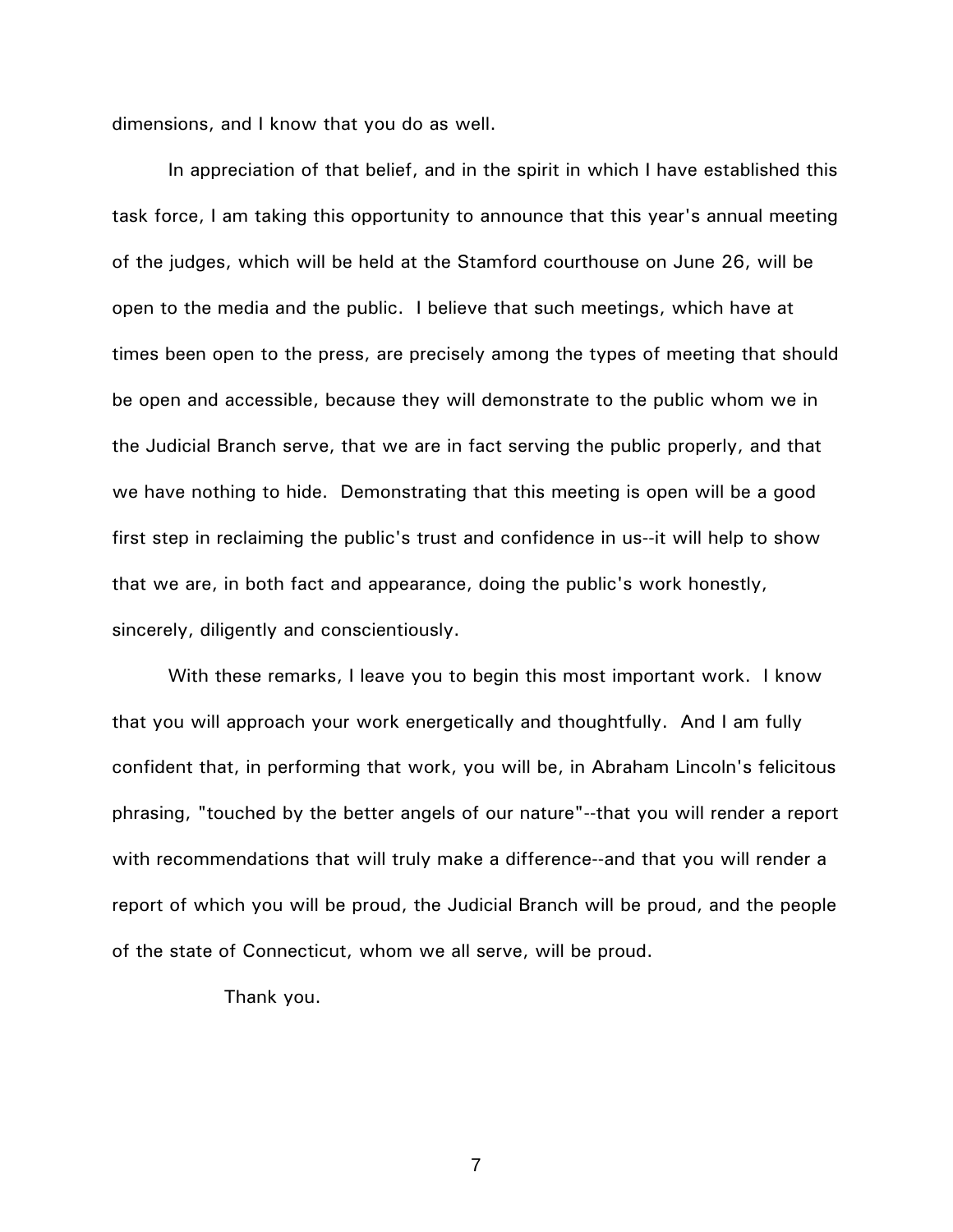dimensions, and I know that you do as well.

In appreciation of that belief, and in the spirit in which I have established this task force, I am taking this opportunity to announce that this year's annual meeting of the judges, which will be held at the Stamford courthouse on June 26, will be open to the media and the public. I believe that such meetings, which have at times been open to the press, are precisely among the types of meeting that should be open and accessible, because they will demonstrate to the public whom we in the Judicial Branch serve, that we are in fact serving the public properly, and that we have nothing to hide. Demonstrating that this meeting is open will be a good first step in reclaiming the public's trust and confidence in us--it will help to show that we are, in both fact and appearance, doing the public's work honestly, sincerely, diligently and conscientiously.

With these remarks, I leave you to begin this most important work. I know that you will approach your work energetically and thoughtfully. And I am fully confident that, in performing that work, you will be, in Abraham Lincoln's felicitous phrasing, "touched by the better angels of our nature"--that you will render a report with recommendations that will truly make a difference--and that you will render a report of which you will be proud, the Judicial Branch will be proud, and the people of the state of Connecticut, whom we all serve, will be proud.

Thank you.